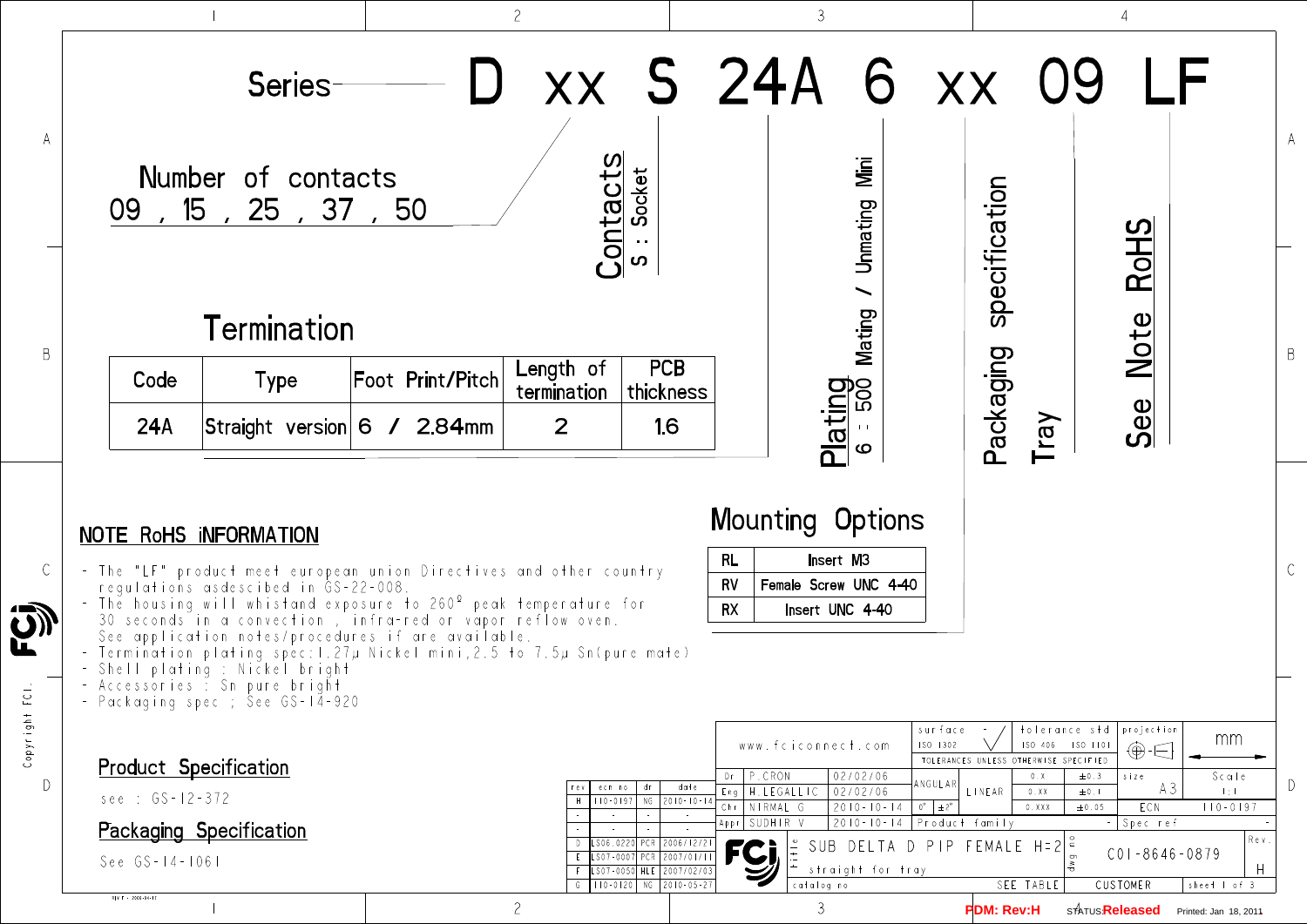# Series D xx S 24A 6 xx 09 LF

**Number of contacts**
09 , 15 , 25 , 37 , 50

**Contacts**
S : Socket

**Plating**
6 : 500 Mating / Unmating Mini

**Packaging specification**
Tray

**See Note RoHS**

## Termination

| Code | Type | Foot Print/Pitch | Length of termination | PCB thickness |
|---|---|---|---|---|
| 24A | Straight version | 6 / 2.84mm | 2 | 1.6 |

## Mounting Options

| RL | Insert M3 |
|---|---|
| RV | Female Screw UNC 4-40 |
| RX | Insert UNC 4-40 |

## NOTE RoHS iNFORMATION

- The "LF" product meet european union Directives and other country regulations asdescibed in GS-22-008.
- The housing will whistand exposure to 260° peak temperature for 30 seconds in a convection , infra-red or vapor reflow oven. See application notes/procedures if are available.
- Termination plating spec:1.27μ Nickel mini,2.5 to 7.5μ Sn(pure mate)
- Shell plating : Nickel bright
- Accessories : Sn pure bright
- Packaging spec ; See GS-14-920

## Product Specification

see : GS-12-372

## Packaging Specification

See GS-14-1061

| rev | ecn no | dr | date |
|---|---|---|---|
| H | I10-0197 | NG | 2010-10-14 |
| - | - | - | - |
| - | - | - | - |
| D | LS06-0220 | PCR | 2006/12/21 |
| E | LS07-0007 | PCR | 2007/01/11 |
| F | LS07-0050 | HLE | 2007/02/03 |
| G | I10-0120 | NG | 2010-05-27 |

www.fciconnect.com

| | | |
|---|---|---|
| Dr | P.CRON | 02/02/06 |
| Eng | H.LEGALLIC | 02/02/06 |
| Chk | NIRMAL G | 2010-10-14 |
| Appr | SUDHIR V | 2010-10-14 |

surface ISO 1302

tolerance std ISO 406 ISO 1101

TOLERANCES UNLESS OTHERWISE SPECIFIED: ANGULAR 0° ±2°; LINEAR 0.X ±0.3, 0.XX ±0.1, 0.XXX ±0.05

projection: mm

size A3 — Scale 1:1 — ECN I10-0197

Product family - Spec ref -

title: SUB DELTA D PIP FEMALE H=2 straight for tray

dwg no: C01-8646-0879 — Rev. H

catalog no: SEE TABLE — CUSTOMER — sheet 1 of 3

PDM: Rev:H STATUS:Released Printed: Jan 18, 2011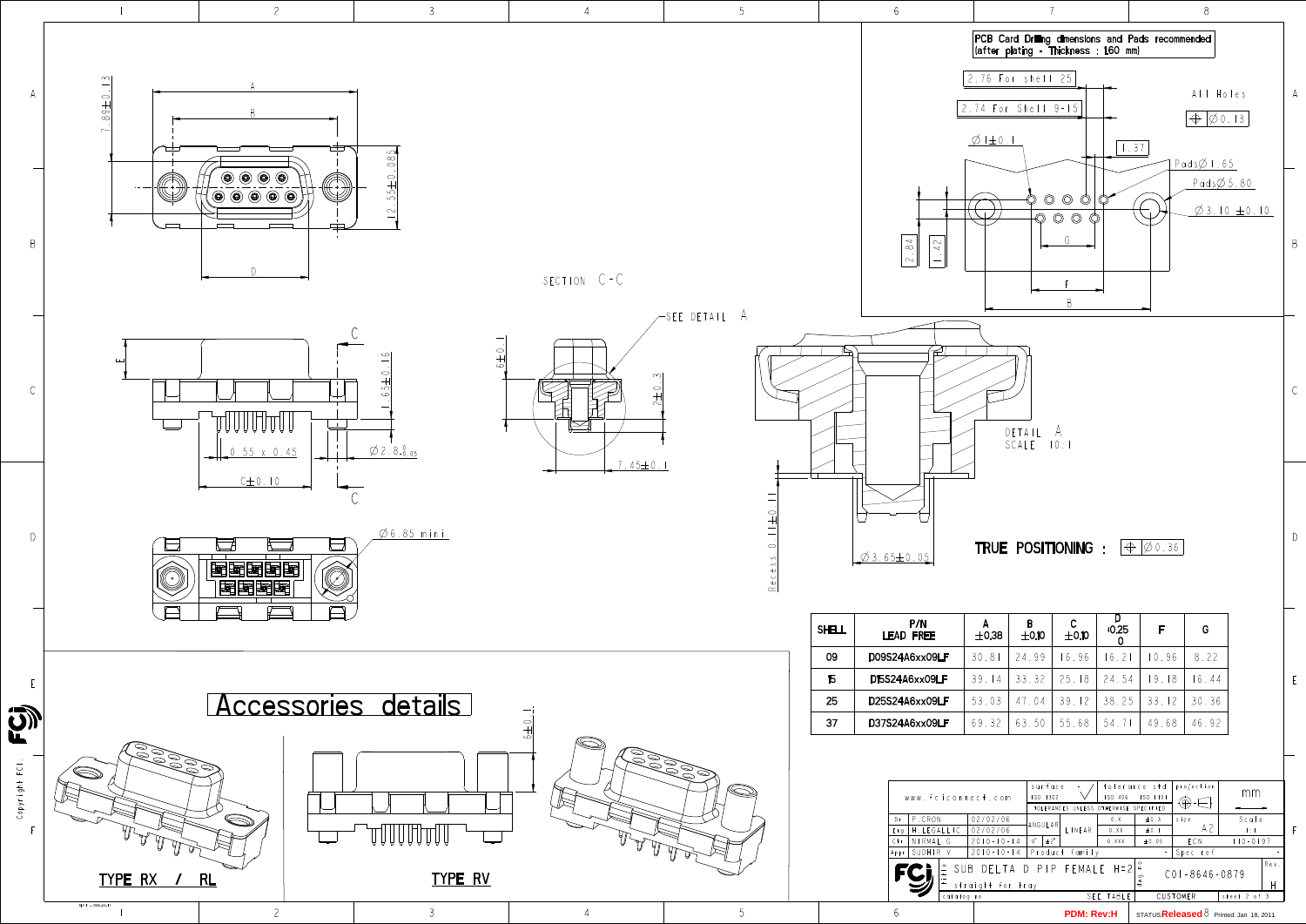PCB Card Drilling dimensions and Pads recommended (after plating - Thickness : 1.60 mm)

2.76 For shell 25

2.74 For Shell 9-15

All Holes $\oplus$ Ø0.13

Ø1±0.1

1.37

Pads Ø1.65

Pads Ø5.80

Ø3.10 ±0.10

2.84

1.42

G

F

B

A

B

7.89±0.13

12.55±0.085

D

SECTION C-C

SEE DETAIL A

E

C

1.65±0.16

6±0.1

2±0.3

0.55 x 0.45

Ø2.8 $^{0}_{-0.05}$

C±0.10

7.45±0.1

DETAIL A
SCALE 10:1

Ø6.85 mini

Recess 0.11±0.11

Ø3.65±0.05

TRUE POSITIONING : $\oplus$ Ø0.36

| SHELL | P/N LEAD FREE | A ±0.38 | B ±0.10 | C ±0.10 | D +0.25 0 | F | G |
|---|---|---|---|---|---|---|---|
| 09 | D09S24A6xx09LF | 30.81 | 24.99 | 16.96 | 16.21 | 10.96 | 8.22 |
| 15 | D15S24A6xx09LF | 39.14 | 33.32 | 25.18 | 24.54 | 19.18 | 16.44 |
| 25 | D25S24A6xx09LF | 53.03 | 47.04 | 39.12 | 38.25 | 33.12 | 30.36 |
| 37 | D37S24A6xx09LF | 69.32 | 63.50 | 55.68 | 54.71 | 49.68 | 46.92 |

# Accessories details

6±0.1

TYPE RX / RL

TYPE RV

| www.fciconnect.com | | surface ISO 1302 | tolerance std ISO 406 ISO 1101 | projection | mm |
|---|---|---|---|---|---|
| TOLERANCES UNLESS OTHERWISE SPECIFIED | | | | | |
| Dr | P.CRON | 02/02/06 | ANGULAR / LINEAR 0.X ±0.3 | size A2 | Scale 1:1 |
| Eng | H.LEGALLIC | 02/02/06 | 0.XX ±0.1 | | |
| Chk | NIRMAL G | 2010-10-14 | 0° ±2° 0.XXX ±0.05 | ECN | 110-0197 |
| Appr | SUDHIR V | 2010-10-14 | Product family | Spec ref | - |

Title: SUB DELTA D PIP FEMALE H=2 straight for Fray

dwg no: C01-8646-0879 Rev. H

catalog no: SEE TABLE | CUSTOMER | sheet 2 of 3

PDM: Rev:H STATUS Released Printed: Jan 18, 2011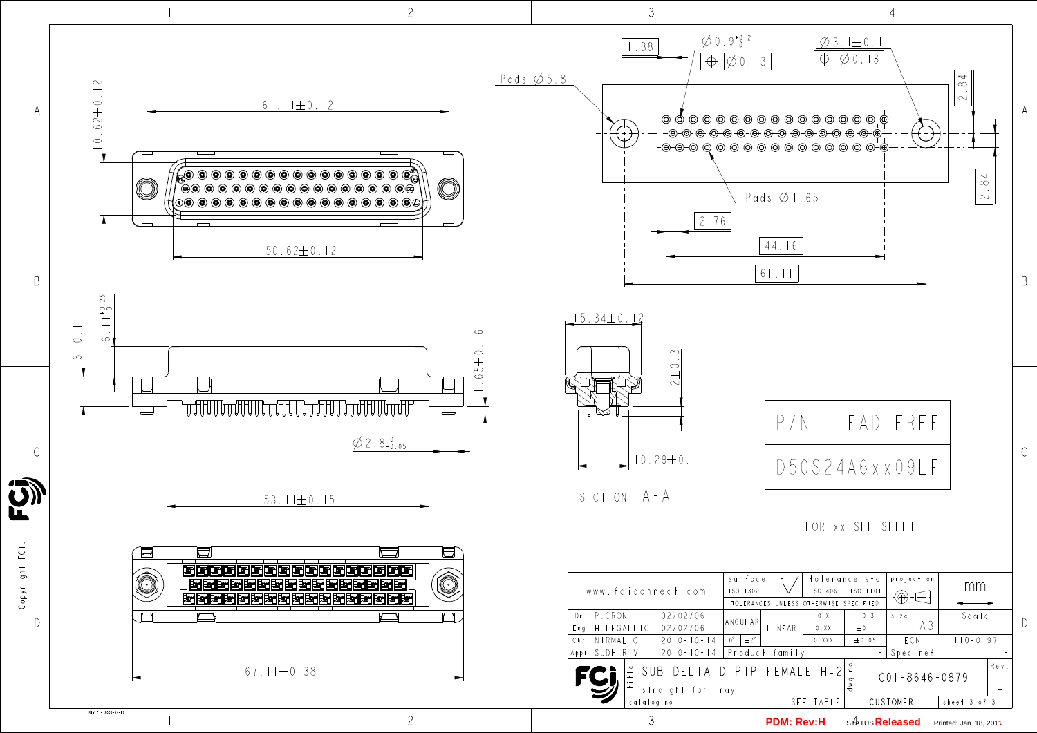61.11±0.12

10.62±0.12

50.62±0.12

6.11 +0.25/0

6±0.1

1.65±0.16

Ø2.8 0/-0.05

53.11±0.15

67.11±0.38

1.38

Ø0.9 +0.2/0

⌖ Ø0.13

Ø3.1±0.1

⌖ Ø0.13

Pads Ø5.8

2.84

2.84

Pads Ø1.65

2.76

44.16

61.11

15.34±0.12

2±0.3

10.29±0.1

SECTION A-A

| P/N LEAD FREE |
| --- |
| D50S24A6xx09LF |

FOR xx SEE SHEET 1

| | | | | | | | |
| --- | --- | --- | --- | --- | --- | --- | --- |
| www.fciconnect.com | | surface ISO 1302 | | tolerance std ISO 406 ISO 1101 | | projection | mm |
| | | TOLERANCES UNLESS OTHERWISE SPECIFIED | | | | | |
| Dr | P.CRON | 02/02/06 | ANGULAR | LINEAR | 0.X ±0.3 | size A3 | Scale 1:1 |
| Eng | H.LEGALLIC | 02/02/06 | | | 0.XX ±0.1 | | |
| Chr | NIRMAL G | 2010-10-14 | 0° ±2° | | 0.XXX ±0.05 | ECN | 110-0197 |
| Appr | SUDHIR V | 2010-10-14 | Product family | | - | Spec ref | - |
| title | SUB DELTA D PIP FEMALE H=2 straight for tray | | | dwg no | C01-8646-0879 | | Rev. H |
| catalog no | | | SEE TABLE | | CUSTOMER | | sheet 3 of 3 |

Copyright FCI.

PDM: Rev:H STATUS:Released Printed: Jan 18, 2011